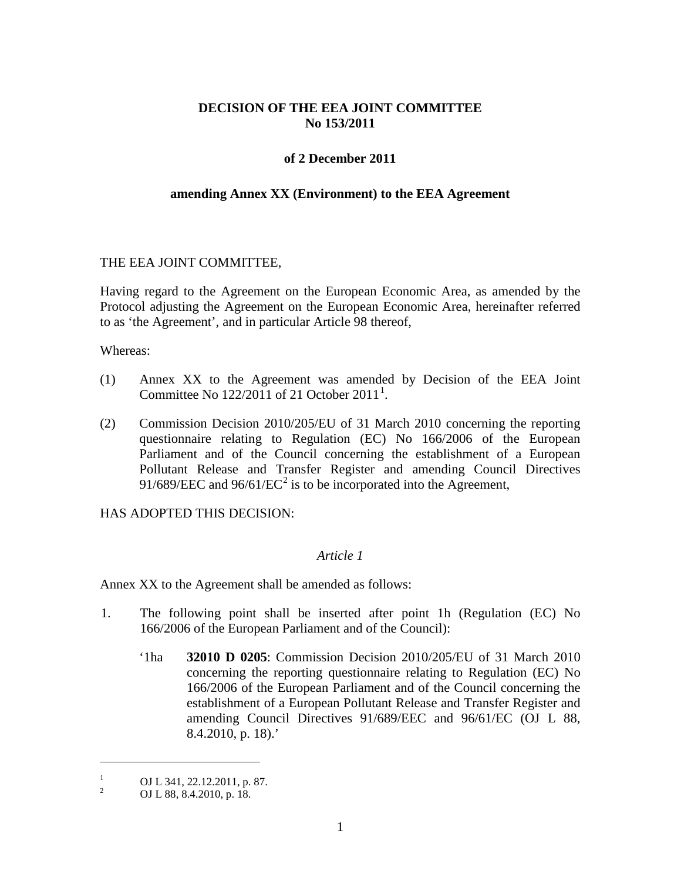**DECISION OF THE EEA JOINT COMMITTEE**
**No 153/2011**

**of 2 December 2011**

**amending Annex XX (Environment) to the EEA Agreement**

THE EEA JOINT COMMITTEE,

Having regard to the Agreement on the European Economic Area, as amended by the Protocol adjusting the Agreement on the European Economic Area, hereinafter referred to as 'the Agreement', and in particular Article 98 thereof,

Whereas:

(1) Annex XX to the Agreement was amended by Decision of the EEA Joint Committee No 122/2011 of 21 October 2011[1].

(2) Commission Decision 2010/205/EU of 31 March 2010 concerning the reporting questionnaire relating to Regulation (EC) No 166/2006 of the European Parliament and of the Council concerning the establishment of a European Pollutant Release and Transfer Register and amending Council Directives 91/689/EEC and 96/61/EC[2] is to be incorporated into the Agreement,

HAS ADOPTED THIS DECISION:

*Article 1*

Annex XX to the Agreement shall be amended as follows:

1. The following point shall be inserted after point 1h (Regulation (EC) No 166/2006 of the European Parliament and of the Council):

   '1ha **32010 D 0205**: Commission Decision 2010/205/EU of 31 March 2010 concerning the reporting questionnaire relating to Regulation (EC) No 166/2006 of the European Parliament and of the Council concerning the establishment of a European Pollutant Release and Transfer Register and amending Council Directives 91/689/EEC and 96/61/EC (OJ L 88, 8.4.2010, p. 18).'

---

[1] OJ L 341, 22.12.2011, p. 87.

[2] OJ L 88, 8.4.2010, p. 18.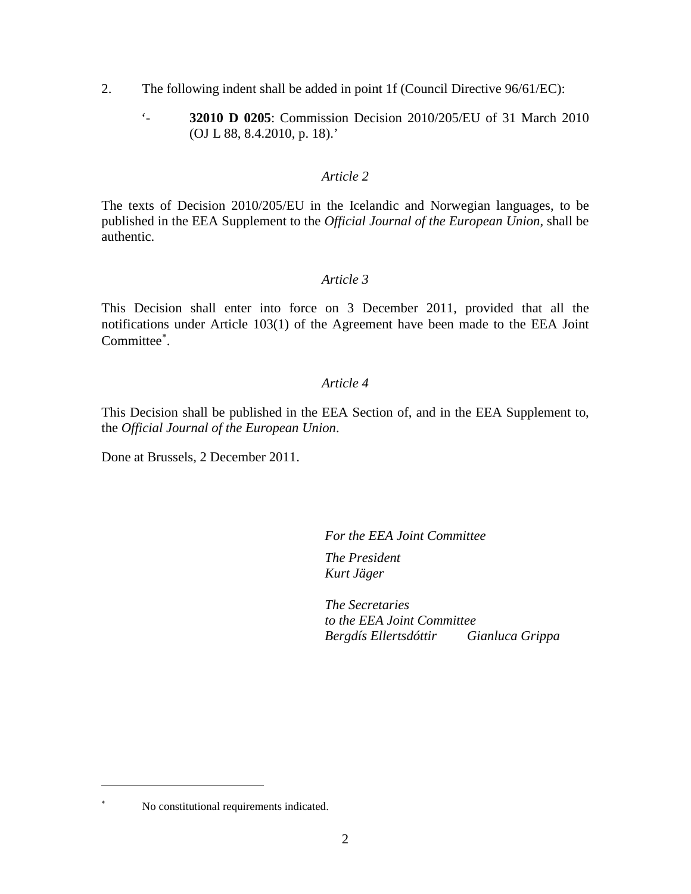2. The following indent shall be added in point 1f (Council Directive 96/61/EC):

   '- **32010 D 0205**: Commission Decision 2010/205/EU of 31 March 2010 (OJ L 88, 8.4.2010, p. 18).'

*Article 2*

The texts of Decision 2010/205/EU in the Icelandic and Norwegian languages, to be published in the EEA Supplement to the *Official Journal of the European Union*, shall be authentic.

*Article 3*

This Decision shall enter into force on 3 December 2011, provided that all the notifications under Article 103(1) of the Agreement have been made to the EEA Joint Committee[*].

*Article 4*

This Decision shall be published in the EEA Section of, and in the EEA Supplement to, the *Official Journal of the European Union*.

Done at Brussels, 2 December 2011.

*For the EEA Joint Committee*

*The President*
*Kurt Jäger*

*The Secretaries*
*to the EEA Joint Committee*
*Bergdís Ellertsdóttir* *Gianluca Grippa*

[*] No constitutional requirements indicated.